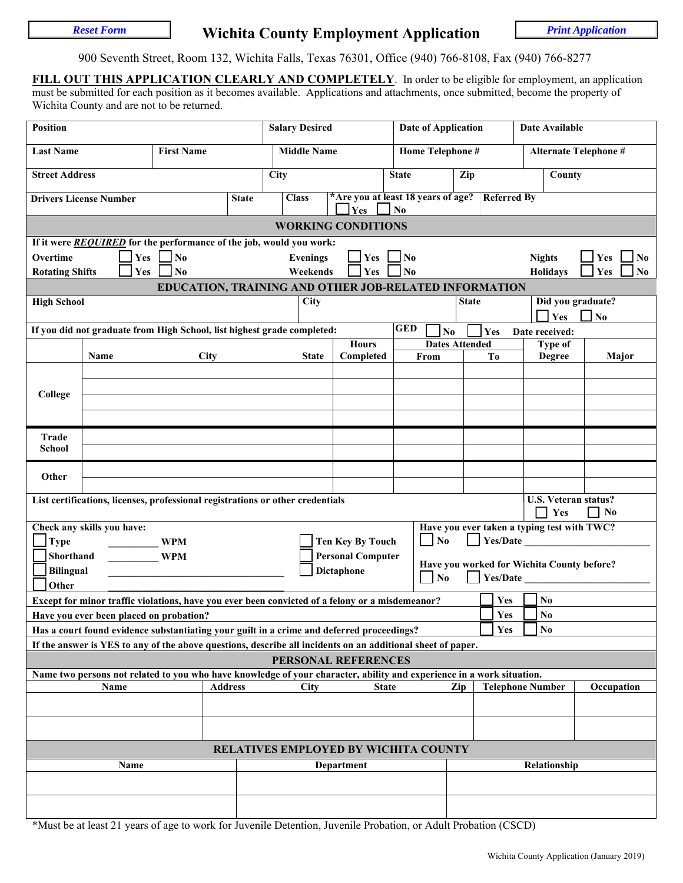Reset Form

# Wichita County Employment Application

Print Application

900 Seventh Street, Room 132, Wichita Falls, Texas 76301, Office (940) 766-8108, Fax (940) 766-8277

**FILL OUT THIS APPLICATION CLEARLY AND COMPLETELY**. In order to be eligible for employment, an application must be submitted for each position as it becomes available. Applications and attachments, once submitted, become the property of Wichita County and are not to be returned.

| Position | | Salary Desired | Date of Application | Date Available |
|---|---|---|---|---|
| | | | | |

| Last Name | First Name | Middle Name | Home Telephone # | Alternate Telephone # |
|---|---|---|---|---|
| | | | | |

| Street Address | City | State | Zip | County |
|---|---|---|---|---|
| | | | | |

| Drivers License Number | State | Class | *Are you at least 18 years of age? ☐ Yes ☐ No | Referred By |
|---|---|---|---|---|
| | | | | |

## WORKING CONDITIONS

If it were ***REQUIRED*** for the performance of the job, would you work:

| | | | | | |
|---|---|---|---|---|---|
| Overtime | ☐ Yes ☐ No | Evenings | ☐ Yes ☐ No | Nights | ☐ Yes ☐ No |
| Rotating Shifts | ☐ Yes ☐ No | Weekends | ☐ Yes ☐ No | Holidays | ☐ Yes ☐ No |

## EDUCATION, TRAINING AND OTHER JOB-RELATED INFORMATION

| High School | City | State | Did you graduate? ☐ Yes ☐ No |
|---|---|---|---|
| | | | |

If you did not graduate from High School, list highest grade completed: ____ GED ☐ No ☐ Yes Date received: ____

| | Name | City | State | Hours Completed | Dates Attended From | Dates Attended To | Type of Degree | Major |
|---|---|---|---|---|---|---|---|---|
| College | | | | | | | | |
| | | | | | | | | |
| | | | | | | | | |
| | | | | | | | | |
| Trade School | | | | | | | | |
| | | | | | | | | |
| Other | | | | | | | | |
| | | | | | | | | |

List certifications, licenses, professional registrations or other credentials

U.S. Veteran status? ☐ Yes ☐ No

**Check any skills you have:**

- ☐ Type __________ WPM
- ☐ Shorthand __________ WPM
- ☐ Bilingual ______________________
- ☐ Other ______________________
- ☐ Ten Key By Touch
- ☐ Personal Computer
- ☐ Dictaphone

Have you ever taken a typing test with TWC? ☐ No ☐ Yes/Date ____________

Have you worked for Wichita County before? ☐ No ☐ Yes/Date ____________

| | | |
|---|---|---|
| Except for minor traffic violations, have you ever been convicted of a felony or a misdemeanor? | ☐ Yes | ☐ No |
| Have you ever been placed on probation? | ☐ Yes | ☐ No |
| Has a court found evidence substantiating your guilt in a crime and deferred proceedings? | ☐ Yes | ☐ No |

If the answer is YES to any of the above questions, describe all incidents on an additional sheet of paper.

## PERSONAL REFERENCES

Name two persons not related to you who have knowledge of your character, ability and experience in a work situation.

| Name | Address | City | State | Zip | Telephone Number | Occupation |
|---|---|---|---|---|---|---|
| | | | | | | |
| | | | | | | |

## RELATIVES EMPLOYED BY WICHITA COUNTY

| Name | Department | Relationship |
|---|---|---|
| | | |
| | | |

*Must be at least 21 years of age to work for Juvenile Detention, Juvenile Probation, or Adult Probation (CSCD)

Wichita County Application (January 2019)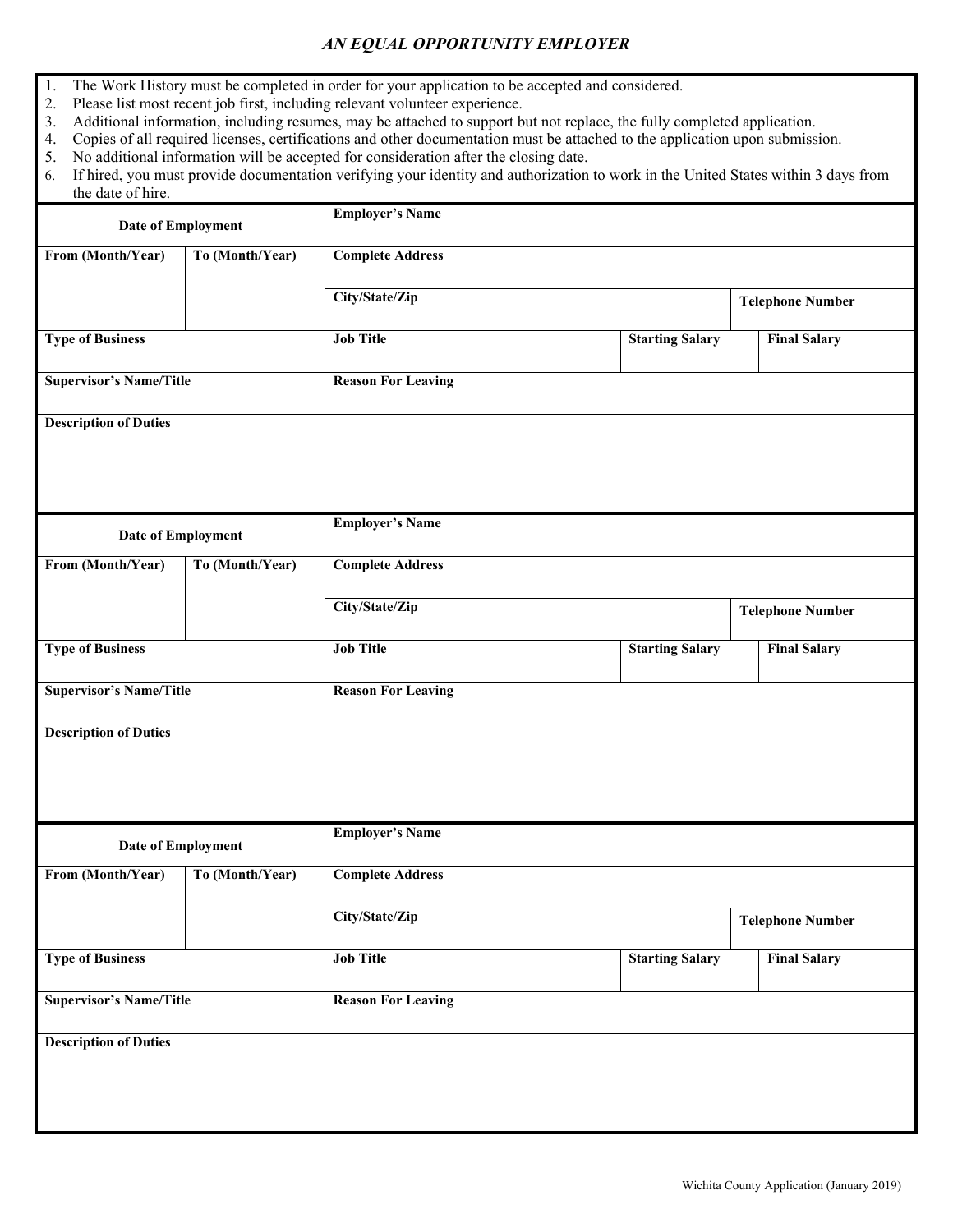*AN EQUAL OPPORTUNITY EMPLOYER*

1. The Work History must be completed in order for your application to be accepted and considered.
2. Please list most recent job first, including relevant volunteer experience.
3. Additional information, including resumes, may be attached to support but not replace, the fully completed application.
4. Copies of all required licenses, certifications and other documentation must be attached to the application upon submission.
5. No additional information will be accepted for consideration after the closing date.
6. If hired, you must provide documentation verifying your identity and authorization to work in the United States within 3 days from the date of hire.

| **Date of Employment** | | **Employer's Name** | | |
|---|---|---|---|---|
| **From (Month/Year)** | **To (Month/Year)** | **Complete Address** | | |
| | | **City/State/Zip** | | **Telephone Number** |
| **Type of Business** | | **Job Title** | **Starting Salary** | **Final Salary** |
| **Supervisor's Name/Title** | | **Reason For Leaving** | | |
| **Description of Duties** | | | | |

| **Date of Employment** | | **Employer's Name** | | |
|---|---|---|---|---|
| **From (Month/Year)** | **To (Month/Year)** | **Complete Address** | | |
| | | **City/State/Zip** | | **Telephone Number** |
| **Type of Business** | | **Job Title** | **Starting Salary** | **Final Salary** |
| **Supervisor's Name/Title** | | **Reason For Leaving** | | |
| **Description of Duties** | | | | |

| **Date of Employment** | | **Employer's Name** | | |
|---|---|---|---|---|
| **From (Month/Year)** | **To (Month/Year)** | **Complete Address** | | |
| | | **City/State/Zip** | | **Telephone Number** |
| **Type of Business** | | **Job Title** | **Starting Salary** | **Final Salary** |
| **Supervisor's Name/Title** | | **Reason For Leaving** | | |
| **Description of Duties** | | | | |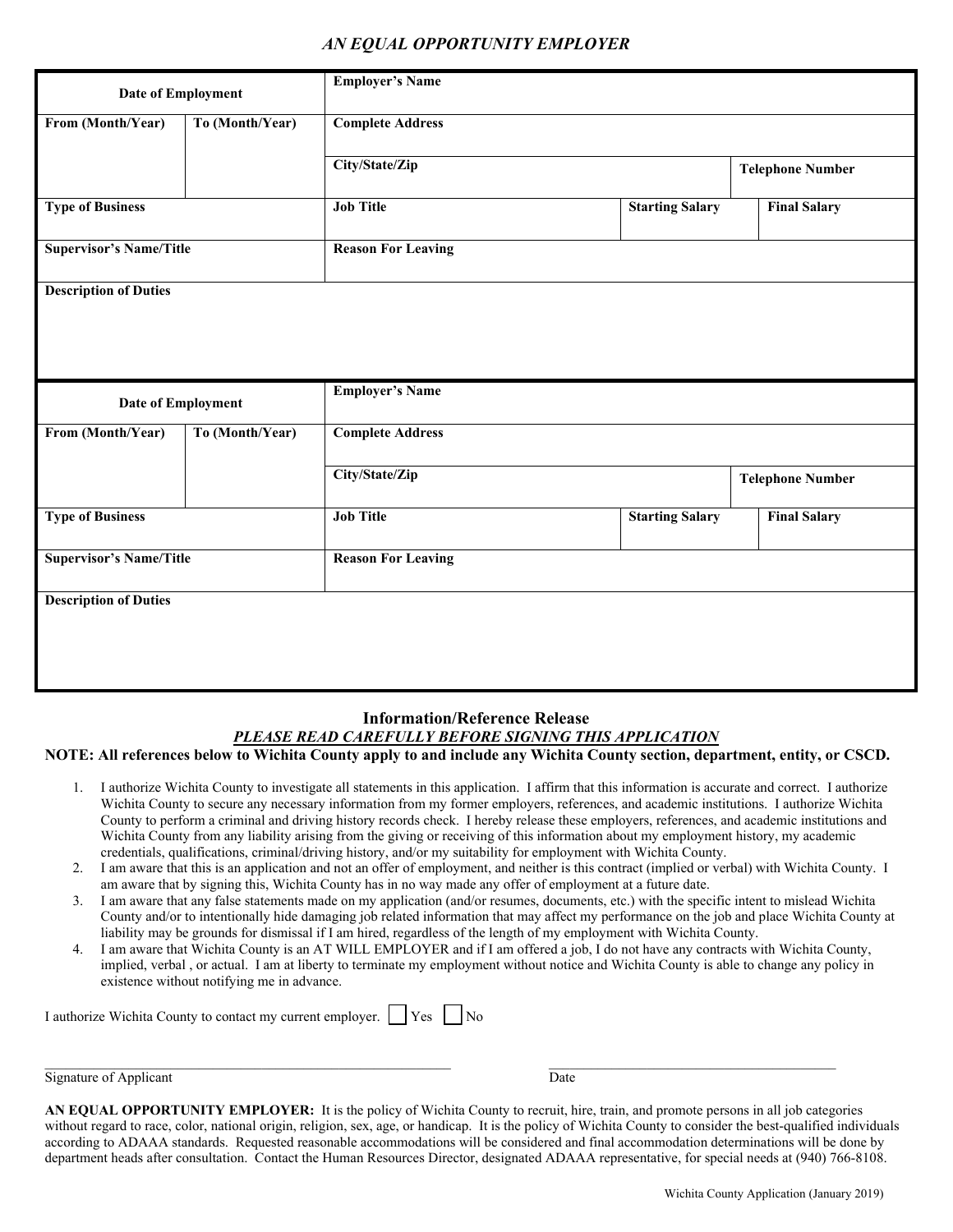*AN EQUAL OPPORTUNITY EMPLOYER*

| Date of Employment | | Employer's Name | | |
|---|---|---|---|---|
| From (Month/Year) | To (Month/Year) | Complete Address | | |
| | | City/State/Zip | | Telephone Number |
| Type of Business | | Job Title | Starting Salary | Final Salary |
| Supervisor's Name/Title | | Reason For Leaving | | |
| Description of Duties | | | | |

| Date of Employment | | Employer's Name | | |
|---|---|---|---|---|
| From (Month/Year) | To (Month/Year) | Complete Address | | |
| | | City/State/Zip | | Telephone Number |
| Type of Business | | Job Title | Starting Salary | Final Salary |
| Supervisor's Name/Title | | Reason For Leaving | | |
| Description of Duties | | | | |

## Information/Reference Release

***PLEASE READ CAREFULLY BEFORE SIGNING THIS APPLICATION***

**NOTE: All references below to Wichita County apply to and include any Wichita County section, department, entity, or CSCD.**

1. I authorize Wichita County to investigate all statements in this application. I affirm that this information is accurate and correct. I authorize Wichita County to secure any necessary information from my former employers, references, and academic institutions. I authorize Wichita County to perform a criminal and driving history records check. I hereby release these employers, references, and academic institutions and Wichita County from any liability arising from the giving or receiving of this information about my employment history, my academic credentials, qualifications, criminal/driving history, and/or my suitability for employment with Wichita County.
2. I am aware that this is an application and not an offer of employment, and neither is this contract (implied or verbal) with Wichita County. I am aware that by signing this, Wichita County has in no way made any offer of employment at a future date.
3. I am aware that any false statements made on my application (and/or resumes, documents, etc.) with the specific intent to mislead Wichita County and/or to intentionally hide damaging job related information that may affect my performance on the job and place Wichita County at liability may be grounds for dismissal if I am hired, regardless of the length of my employment with Wichita County.
4. I am aware that Wichita County is an AT WILL EMPLOYER and if I am offered a job, I do not have any contracts with Wichita County, implied, verbal , or actual. I am at liberty to terminate my employment without notice and Wichita County is able to change any policy in existence without notifying me in advance.

I authorize Wichita County to contact my current employer. ☐ Yes ☐ No

\_\_\_\_\_\_\_\_\_\_\_\_\_\_\_\_\_\_\_\_\_\_\_\_\_\_\_\_\_\_\_\_\_\_\_\_\_\_\_\_ \_\_\_\_\_\_\_\_\_\_\_\_\_\_\_\_\_\_\_\_\_\_\_\_\_\_\_\_\_\_

Signature of Applicant Date

**AN EQUAL OPPORTUNITY EMPLOYER:** It is the policy of Wichita County to recruit, hire, train, and promote persons in all job categories without regard to race, color, national origin, religion, sex, age, or handicap. It is the policy of Wichita County to consider the best-qualified individuals according to ADAAA standards. Requested reasonable accommodations will be considered and final accommodation determinations will be done by department heads after consultation. Contact the Human Resources Director, designated ADAAA representative, for special needs at (940) 766-8108.

Wichita County Application (January 2019)